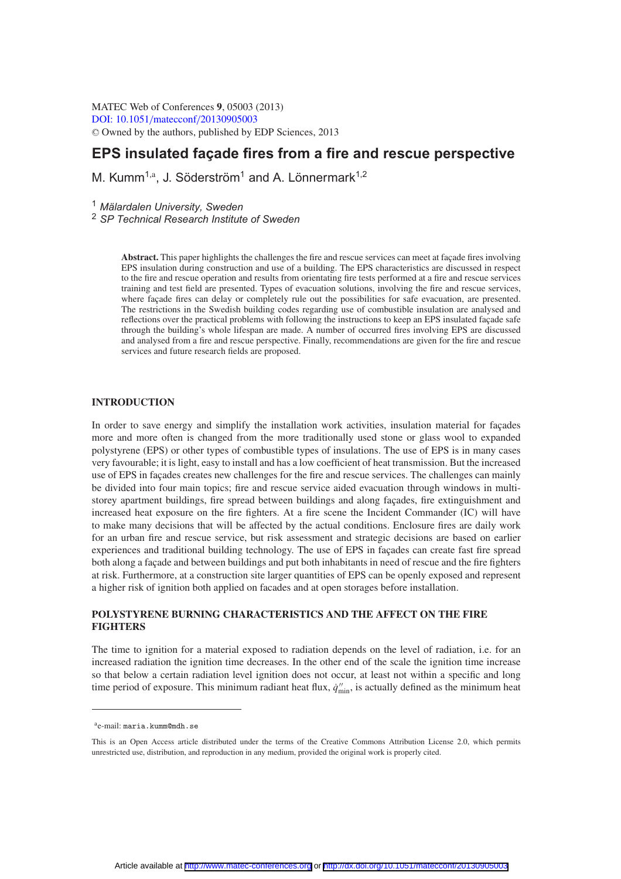# EPS insulated façade fires from a fire and rescue perspective

M. Kumm[1,a], J. Söderström[1] and A. Lönnermark[1,2]

[1] *Mälardalen University, Sweden*
[2] *SP Technical Research Institute of Sweden*

**Abstract.** This paper highlights the challenges the fire and rescue services can meet at façade fires involving EPS insulation during construction and use of a building. The EPS characteristics are discussed in respect to the fire and rescue operation and results from orientating fire tests performed at a fire and rescue services training and test field are presented. Types of evacuation solutions, involving the fire and rescue services, where façade fires can delay or completely rule out the possibilities for safe evacuation, are presented. The restrictions in the Swedish building codes regarding use of combustible insulation are analysed and reflections over the practical problems with following the instructions to keep an EPS insulated façade safe through the building's whole lifespan are made. A number of occurred fires involving EPS are discussed and analysed from a fire and rescue perspective. Finally, recommendations are given for the fire and rescue services and future research fields are proposed.

## INTRODUCTION

In order to save energy and simplify the installation work activities, insulation material for façades more and more often is changed from the more traditionally used stone or glass wool to expanded polystyrene (EPS) or other types of combustible types of insulations. The use of EPS is in many cases very favourable; it is light, easy to install and has a low coefficient of heat transmission. But the increased use of EPS in façades creates new challenges for the fire and rescue services. The challenges can mainly be divided into four main topics; fire and rescue service aided evacuation through windows in multi-storey apartment buildings, fire spread between buildings and along façades, fire extinguishment and increased heat exposure on the fire fighters. At a fire scene the Incident Commander (IC) will have to make many decisions that will be affected by the actual conditions. Enclosure fires are daily work for an urban fire and rescue service, but risk assessment and strategic decisions are based on earlier experiences and traditional building technology. The use of EPS in façades can create fast fire spread both along a façade and between buildings and put both inhabitants in need of rescue and the fire fighters at risk. Furthermore, at a construction site larger quantities of EPS can be openly exposed and represent a higher risk of ignition both applied on facades and at open storages before installation.

## POLYSTYRENE BURNING CHARACTERISTICS AND THE AFFECT ON THE FIRE FIGHTERS

The time to ignition for a material exposed to radiation depends on the level of radiation, i.e. for an increased radiation the ignition time decreases. In the other end of the scale the ignition time increase so that below a certain radiation level ignition does not occur, at least not within a specific and long time period of exposure. This minimum radiant heat flux, $\dot{q}''_{\text{min}}$, is actually defined as the minimum heat

[a] e-mail: maria.kumm@mdh.se

This is an Open Access article distributed under the terms of the Creative Commons Attribution License 2.0, which permits unrestricted use, distribution, and reproduction in any medium, provided the original work is properly cited.

Article available at http://www.matec-conferences.org or http://dx.doi.org/10.1051/matecconf/20130905003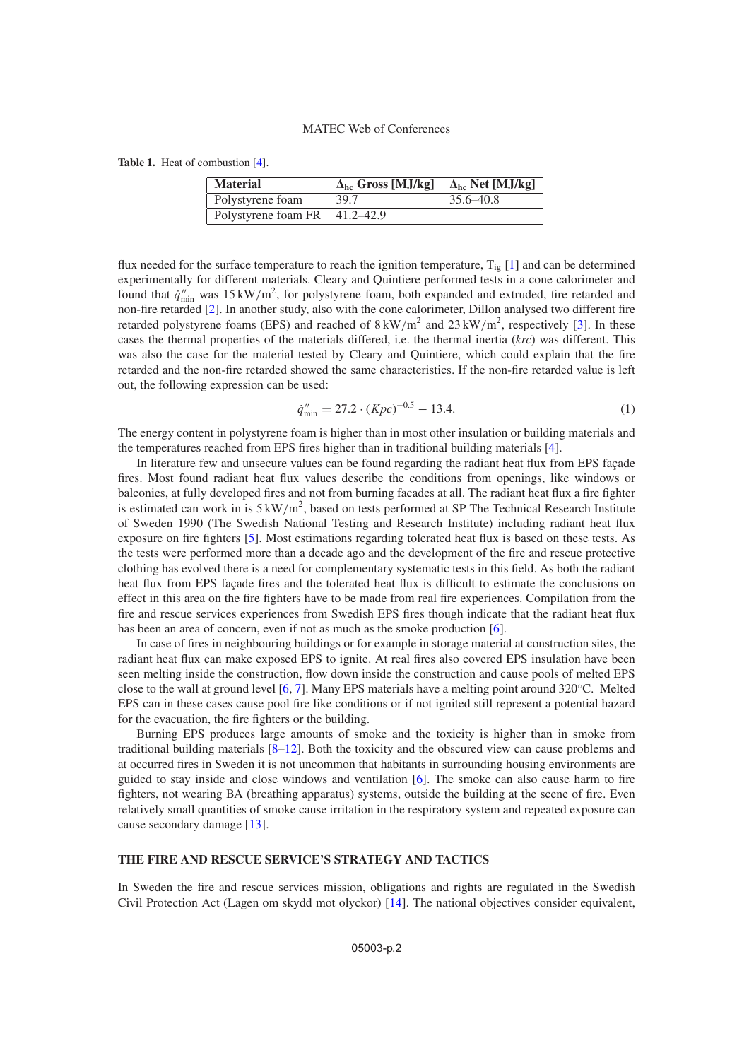**Table 1.** Heat of combustion [4].

| Material | $\Delta_{hc}$ Gross [MJ/kg] | $\Delta_{hc}$ Net [MJ/kg] |
|---|---|---|
| Polystyrene foam | 39.7 | 35.6–40.8 |
| Polystyrene foam FR | 41.2–42.9 | |

flux needed for the surface temperature to reach the ignition temperature, $T_{ig}$ [1] and can be determined experimentally for different materials. Cleary and Quintiere performed tests in a cone calorimeter and found that $\dot{q}''_{min}$ was $15\,kW/m^2$, for polystyrene foam, both expanded and extruded, fire retarded and non-fire retarded [2]. In another study, also with the cone calorimeter, Dillon analysed two different fire retarded polystyrene foams (EPS) and reached of $8\,kW/m^2$ and $23\,kW/m^2$, respectively [3]. In these cases the thermal properties of the materials differed, i.e. the thermal inertia ($krc$) was different. This was also the case for the material tested by Cleary and Quintiere, which could explain that the fire retarded and the non-fire retarded showed the same characteristics. If the non-fire retarded value is left out, the following expression can be used:

$$\dot{q}''_{min} = 27.2 \cdot (Kpc)^{-0.5} - 13.4. \tag{1}$$

The energy content in polystyrene foam is higher than in most other insulation or building materials and the temperatures reached from EPS fires higher than in traditional building materials [4].

In literature few and unsecure values can be found regarding the radiant heat flux from EPS façade fires. Most found radiant heat flux values describe the conditions from openings, like windows or balconies, at fully developed fires and not from burning facades at all. The radiant heat flux a fire fighter is estimated can work in is $5\,kW/m^2$, based on tests performed at SP The Technical Research Institute of Sweden 1990 (The Swedish National Testing and Research Institute) including radiant heat flux exposure on fire fighters [5]. Most estimations regarding tolerated heat flux is based on these tests. As the tests were performed more than a decade ago and the development of the fire and rescue protective clothing has evolved there is a need for complementary systematic tests in this field. As both the radiant heat flux from EPS façade fires and the tolerated heat flux is difficult to estimate the conclusions on effect in this area on the fire fighters have to be made from real fire experiences. Compilation from the fire and rescue services experiences from Swedish EPS fires though indicate that the radiant heat flux has been an area of concern, even if not as much as the smoke production [6].

In case of fires in neighbouring buildings or for example in storage material at construction sites, the radiant heat flux can make exposed EPS to ignite. At real fires also covered EPS insulation have been seen melting inside the construction, flow down inside the construction and cause pools of melted EPS close to the wall at ground level [6, 7]. Many EPS materials have a melting point around 320°C. Melted EPS can in these cases cause pool fire like conditions or if not ignited still represent a potential hazard for the evacuation, the fire fighters or the building.

Burning EPS produces large amounts of smoke and the toxicity is higher than in smoke from traditional building materials [8–12]. Both the toxicity and the obscured view can cause problems and at occurred fires in Sweden it is not uncommon that habitants in surrounding housing environments are guided to stay inside and close windows and ventilation [6]. The smoke can also cause harm to fire fighters, not wearing BA (breathing apparatus) systems, outside the building at the scene of fire. Even relatively small quantities of smoke cause irritation in the respiratory system and repeated exposure can cause secondary damage [13].

## THE FIRE AND RESCUE SERVICE'S STRATEGY AND TACTICS

In Sweden the fire and rescue services mission, obligations and rights are regulated in the Swedish Civil Protection Act (Lagen om skydd mot olyckor) [14]. The national objectives consider equivalent,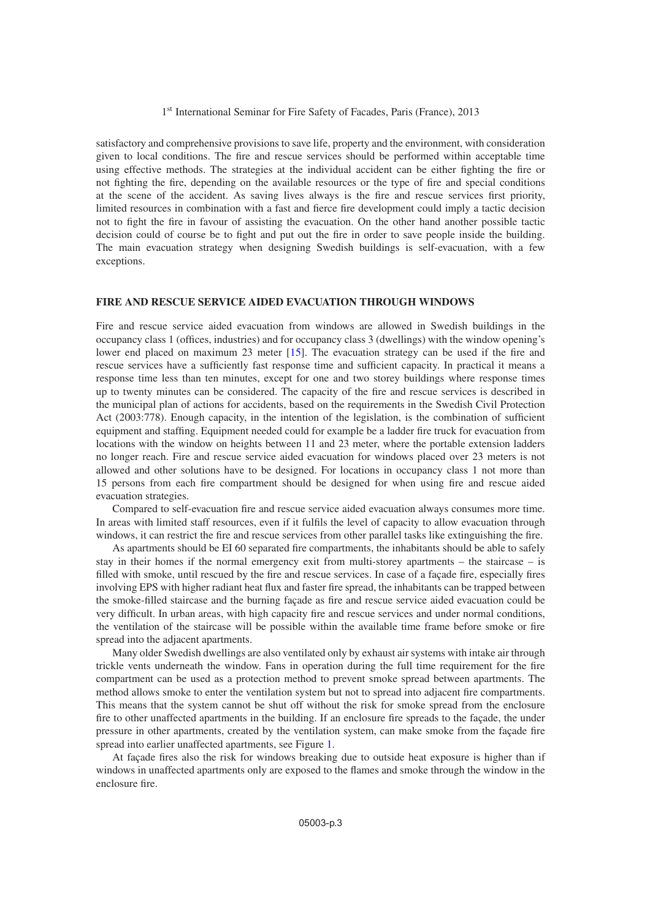satisfactory and comprehensive provisions to save life, property and the environment, with consideration given to local conditions. The fire and rescue services should be performed within acceptable time using effective methods. The strategies at the individual accident can be either fighting the fire or not fighting the fire, depending on the available resources or the type of fire and special conditions at the scene of the accident. As saving lives always is the fire and rescue services first priority, limited resources in combination with a fast and fierce fire development could imply a tactic decision not to fight the fire in favour of assisting the evacuation. On the other hand another possible tactic decision could of course be to fight and put out the fire in order to save people inside the building. The main evacuation strategy when designing Swedish buildings is self-evacuation, with a few exceptions.

## FIRE AND RESCUE SERVICE AIDED EVACUATION THROUGH WINDOWS

Fire and rescue service aided evacuation from windows are allowed in Swedish buildings in the occupancy class 1 (offices, industries) and for occupancy class 3 (dwellings) with the window opening's lower end placed on maximum 23 meter [15]. The evacuation strategy can be used if the fire and rescue services have a sufficiently fast response time and sufficient capacity. In practical it means a response time less than ten minutes, except for one and two storey buildings where response times up to twenty minutes can be considered. The capacity of the fire and rescue services is described in the municipal plan of actions for accidents, based on the requirements in the Swedish Civil Protection Act (2003:778). Enough capacity, in the intention of the legislation, is the combination of sufficient equipment and staffing. Equipment needed could for example be a ladder fire truck for evacuation from locations with the window on heights between 11 and 23 meter, where the portable extension ladders no longer reach. Fire and rescue service aided evacuation for windows placed over 23 meters is not allowed and other solutions have to be designed. For locations in occupancy class 1 not more than 15 persons from each fire compartment should be designed for when using fire and rescue aided evacuation strategies.

Compared to self-evacuation fire and rescue service aided evacuation always consumes more time. In areas with limited staff resources, even if it fulfils the level of capacity to allow evacuation through windows, it can restrict the fire and rescue services from other parallel tasks like extinguishing the fire.

As apartments should be EI 60 separated fire compartments, the inhabitants should be able to safely stay in their homes if the normal emergency exit from multi-storey apartments – the staircase – is filled with smoke, until rescued by the fire and rescue services. In case of a façade fire, especially fires involving EPS with higher radiant heat flux and faster fire spread, the inhabitants can be trapped between the smoke-filled staircase and the burning façade as fire and rescue service aided evacuation could be very difficult. In urban areas, with high capacity fire and rescue services and under normal conditions, the ventilation of the staircase will be possible within the available time frame before smoke or fire spread into the adjacent apartments.

Many older Swedish dwellings are also ventilated only by exhaust air systems with intake air through trickle vents underneath the window. Fans in operation during the full time requirement for the fire compartment can be used as a protection method to prevent smoke spread between apartments. The method allows smoke to enter the ventilation system but not to spread into adjacent fire compartments. This means that the system cannot be shut off without the risk for smoke spread from the enclosure fire to other unaffected apartments in the building. If an enclosure fire spreads to the façade, the under pressure in other apartments, created by the ventilation system, can make smoke from the façade fire spread into earlier unaffected apartments, see Figure 1.

At façade fires also the risk for windows breaking due to outside heat exposure is higher than if windows in unaffected apartments only are exposed to the flames and smoke through the window in the enclosure fire.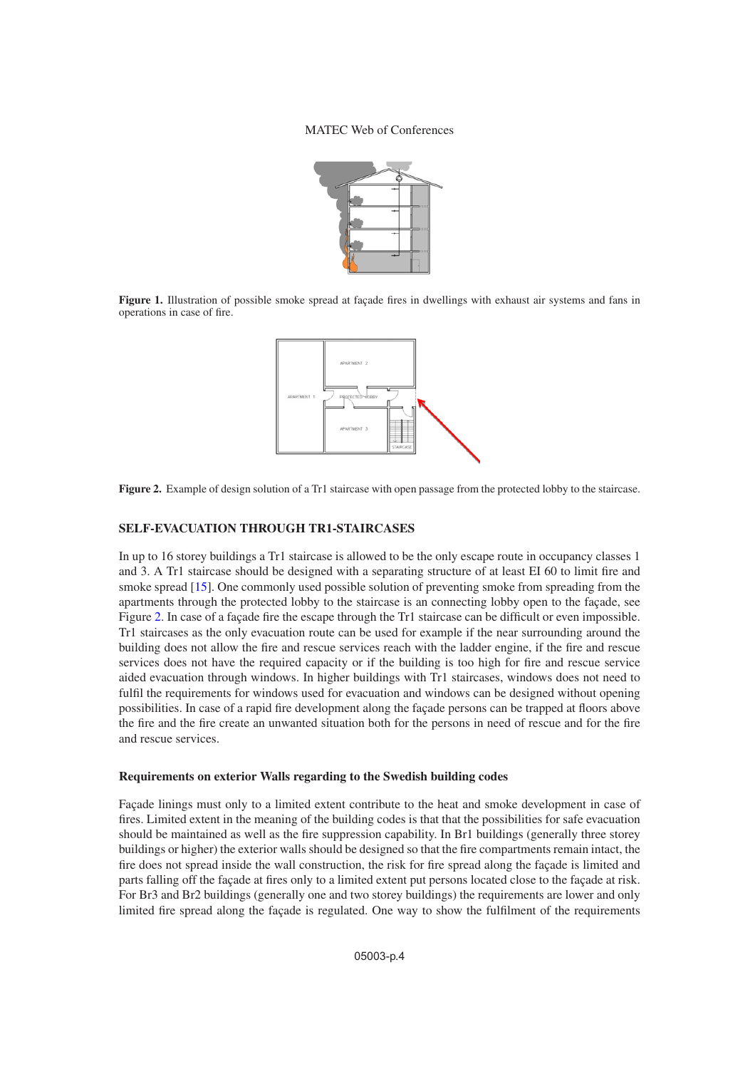**Figure 1.** Illustration of possible smoke spread at façade fires in dwellings with exhaust air systems and fans in operations in case of fire.

**Figure 2.** Example of design solution of a Tr1 staircase with open passage from the protected lobby to the staircase.

## SELF-EVACUATION THROUGH TR1-STAIRCASES

In up to 16 storey buildings a Tr1 staircase is allowed to be the only escape route in occupancy classes 1 and 3. A Tr1 staircase should be designed with a separating structure of at least EI 60 to limit fire and smoke spread [15]. One commonly used possible solution of preventing smoke from spreading from the apartments through the protected lobby to the staircase is an connecting lobby open to the façade, see Figure 2. In case of a façade fire the escape through the Tr1 staircase can be difficult or even impossible. Tr1 staircases as the only evacuation route can be used for example if the near surrounding around the building does not allow the fire and rescue services reach with the ladder engine, if the fire and rescue services does not have the required capacity or if the building is too high for fire and rescue service aided evacuation through windows. In higher buildings with Tr1 staircases, windows does not need to fulfil the requirements for windows used for evacuation and windows can be designed without opening possibilities. In case of a rapid fire development along the façade persons can be trapped at floors above the fire and the fire create an unwanted situation both for the persons in need of rescue and for the fire and rescue services.

### Requirements on exterior Walls regarding to the Swedish building codes

Façade linings must only to a limited extent contribute to the heat and smoke development in case of fires. Limited extent in the meaning of the building codes is that that the possibilities for safe evacuation should be maintained as well as the fire suppression capability. In Br1 buildings (generally three storey buildings or higher) the exterior walls should be designed so that the fire compartments remain intact, the fire does not spread inside the wall construction, the risk for fire spread along the façade is limited and parts falling off the façade at fires only to a limited extent put persons located close to the façade at risk. For Br3 and Br2 buildings (generally one and two storey buildings) the requirements are lower and only limited fire spread along the façade is regulated. One way to show the fulfilment of the requirements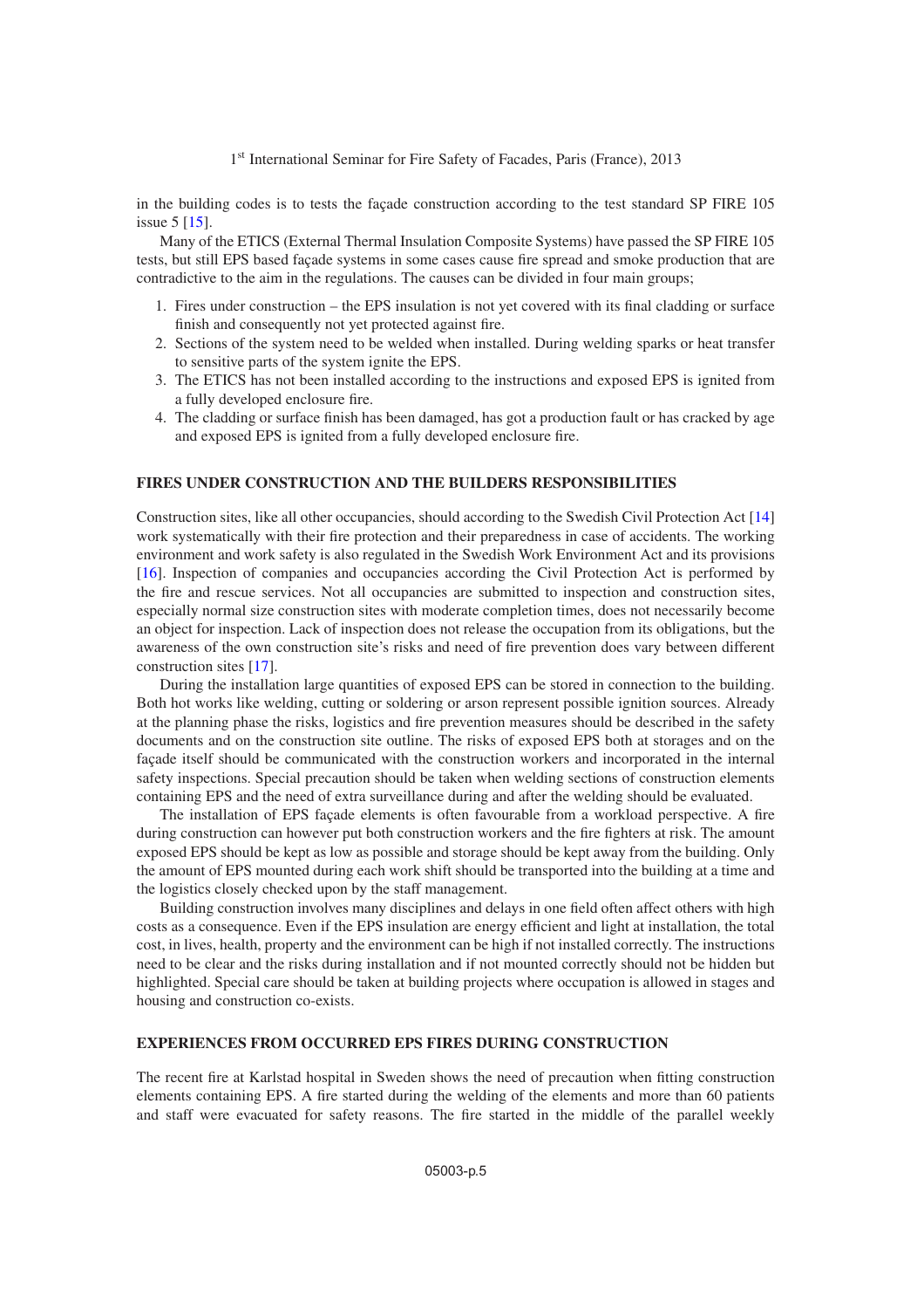in the building codes is to tests the façade construction according to the test standard SP FIRE 105 issue 5 [15].

Many of the ETICS (External Thermal Insulation Composite Systems) have passed the SP FIRE 105 tests, but still EPS based façade systems in some cases cause fire spread and smoke production that are contradictive to the aim in the regulations. The causes can be divided in four main groups;

1. Fires under construction – the EPS insulation is not yet covered with its final cladding or surface finish and consequently not yet protected against fire.
2. Sections of the system need to be welded when installed. During welding sparks or heat transfer to sensitive parts of the system ignite the EPS.
3. The ETICS has not been installed according to the instructions and exposed EPS is ignited from a fully developed enclosure fire.
4. The cladding or surface finish has been damaged, has got a production fault or has cracked by age and exposed EPS is ignited from a fully developed enclosure fire.

## FIRES UNDER CONSTRUCTION AND THE BUILDERS RESPONSIBILITIES

Construction sites, like all other occupancies, should according to the Swedish Civil Protection Act [14] work systematically with their fire protection and their preparedness in case of accidents. The working environment and work safety is also regulated in the Swedish Work Environment Act and its provisions [16]. Inspection of companies and occupancies according the Civil Protection Act is performed by the fire and rescue services. Not all occupancies are submitted to inspection and construction sites, especially normal size construction sites with moderate completion times, does not necessarily become an object for inspection. Lack of inspection does not release the occupation from its obligations, but the awareness of the own construction site's risks and need of fire prevention does vary between different construction sites [17].

During the installation large quantities of exposed EPS can be stored in connection to the building. Both hot works like welding, cutting or soldering or arson represent possible ignition sources. Already at the planning phase the risks, logistics and fire prevention measures should be described in the safety documents and on the construction site outline. The risks of exposed EPS both at storages and on the façade itself should be communicated with the construction workers and incorporated in the internal safety inspections. Special precaution should be taken when welding sections of construction elements containing EPS and the need of extra surveillance during and after the welding should be evaluated.

The installation of EPS façade elements is often favourable from a workload perspective. A fire during construction can however put both construction workers and the fire fighters at risk. The amount exposed EPS should be kept as low as possible and storage should be kept away from the building. Only the amount of EPS mounted during each work shift should be transported into the building at a time and the logistics closely checked upon by the staff management.

Building construction involves many disciplines and delays in one field often affect others with high costs as a consequence. Even if the EPS insulation are energy efficient and light at installation, the total cost, in lives, health, property and the environment can be high if not installed correctly. The instructions need to be clear and the risks during installation and if not mounted correctly should not be hidden but highlighted. Special care should be taken at building projects where occupation is allowed in stages and housing and construction co-exists.

## EXPERIENCES FROM OCCURRED EPS FIRES DURING CONSTRUCTION

The recent fire at Karlstad hospital in Sweden shows the need of precaution when fitting construction elements containing EPS. A fire started during the welding of the elements and more than 60 patients and staff were evacuated for safety reasons. The fire started in the middle of the parallel weekly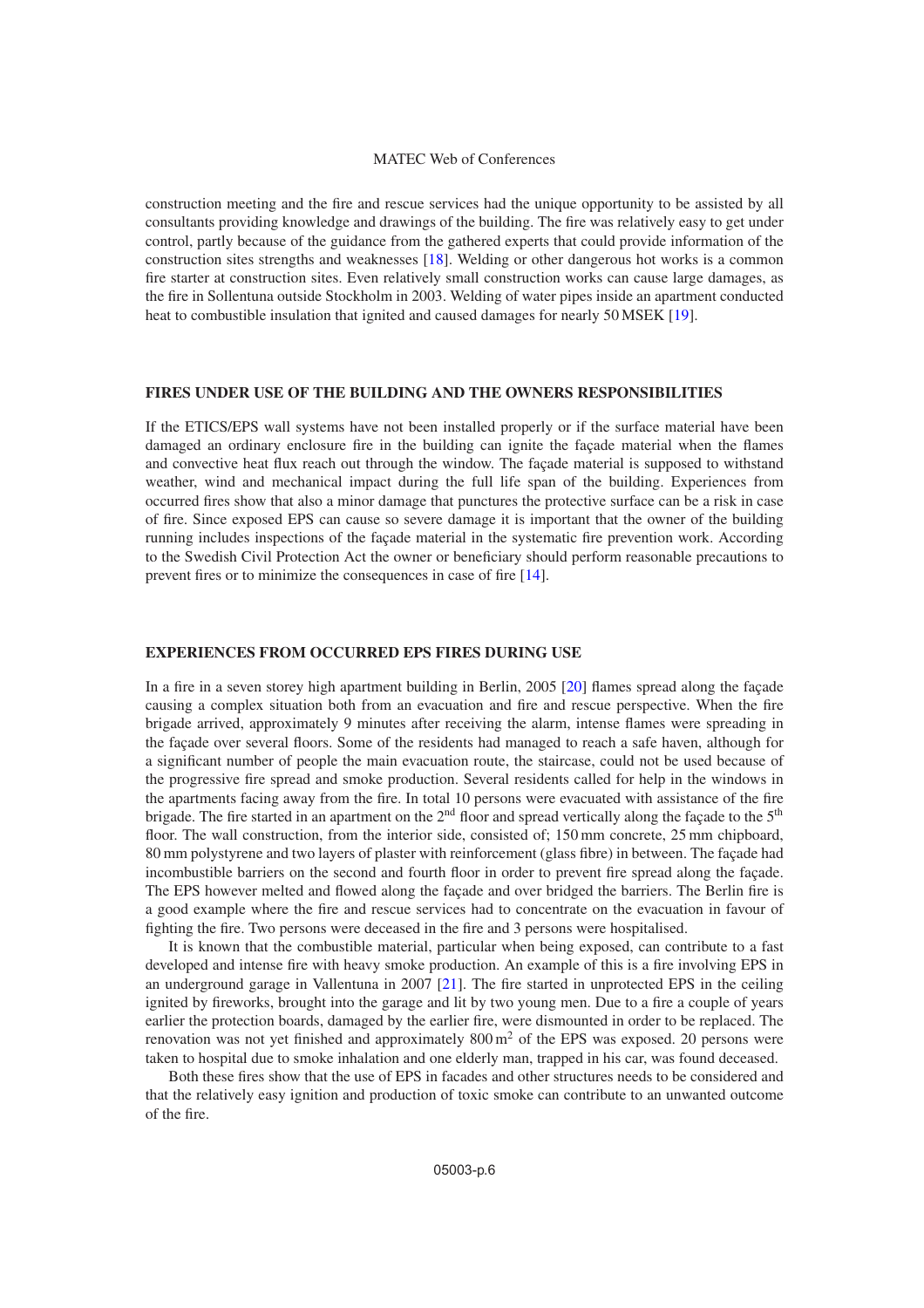construction meeting and the fire and rescue services had the unique opportunity to be assisted by all consultants providing knowledge and drawings of the building. The fire was relatively easy to get under control, partly because of the guidance from the gathered experts that could provide information of the construction sites strengths and weaknesses [18]. Welding or other dangerous hot works is a common fire starter at construction sites. Even relatively small construction works can cause large damages, as the fire in Sollentuna outside Stockholm in 2003. Welding of water pipes inside an apartment conducted heat to combustible insulation that ignited and caused damages for nearly 50 MSEK [19].

## FIRES UNDER USE OF THE BUILDING AND THE OWNERS RESPONSIBILITIES

If the ETICS/EPS wall systems have not been installed properly or if the surface material have been damaged an ordinary enclosure fire in the building can ignite the façade material when the flames and convective heat flux reach out through the window. The façade material is supposed to withstand weather, wind and mechanical impact during the full life span of the building. Experiences from occurred fires show that also a minor damage that punctures the protective surface can be a risk in case of fire. Since exposed EPS can cause so severe damage it is important that the owner of the building running includes inspections of the façade material in the systematic fire prevention work. According to the Swedish Civil Protection Act the owner or beneficiary should perform reasonable precautions to prevent fires or to minimize the consequences in case of fire [14].

## EXPERIENCES FROM OCCURRED EPS FIRES DURING USE

In a fire in a seven storey high apartment building in Berlin, 2005 [20] flames spread along the façade causing a complex situation both from an evacuation and fire and rescue perspective. When the fire brigade arrived, approximately 9 minutes after receiving the alarm, intense flames were spreading in the façade over several floors. Some of the residents had managed to reach a safe haven, although for a significant number of people the main evacuation route, the staircase, could not be used because of the progressive fire spread and smoke production. Several residents called for help in the windows in the apartments facing away from the fire. In total 10 persons were evacuated with assistance of the fire brigade. The fire started in an apartment on the 2nd floor and spread vertically along the façade to the 5th floor. The wall construction, from the interior side, consisted of; 150 mm concrete, 25 mm chipboard, 80 mm polystyrene and two layers of plaster with reinforcement (glass fibre) in between. The façade had incombustible barriers on the second and fourth floor in order to prevent fire spread along the façade. The EPS however melted and flowed along the façade and over bridged the barriers. The Berlin fire is a good example where the fire and rescue services had to concentrate on the evacuation in favour of fighting the fire. Two persons were deceased in the fire and 3 persons were hospitalised.

It is known that the combustible material, particular when being exposed, can contribute to a fast developed and intense fire with heavy smoke production. An example of this is a fire involving EPS in an underground garage in Vallentuna in 2007 [21]. The fire started in unprotected EPS in the ceiling ignited by fireworks, brought into the garage and lit by two young men. Due to a fire a couple of years earlier the protection boards, damaged by the earlier fire, were dismounted in order to be replaced. The renovation was not yet finished and approximately 800 m$^2$ of the EPS was exposed. 20 persons were taken to hospital due to smoke inhalation and one elderly man, trapped in his car, was found deceased.

Both these fires show that the use of EPS in facades and other structures needs to be considered and that the relatively easy ignition and production of toxic smoke can contribute to an unwanted outcome of the fire.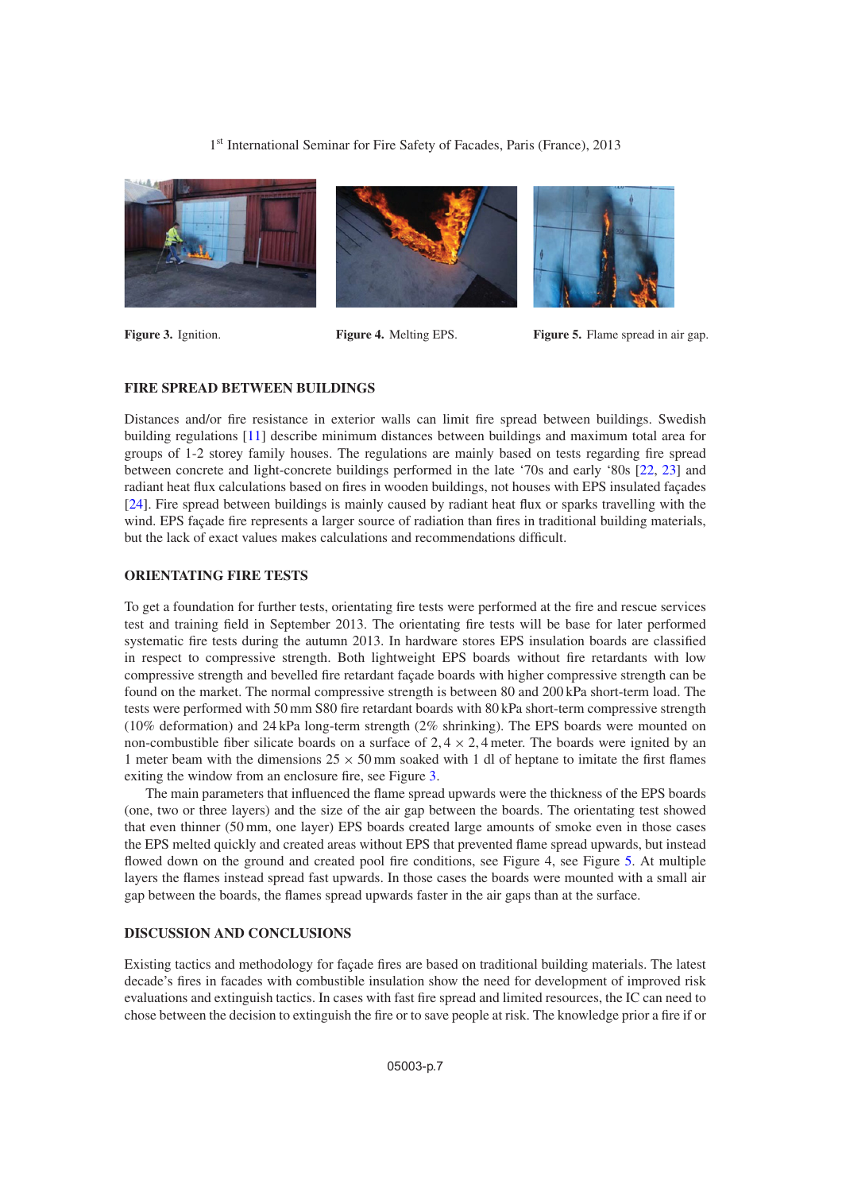Figure 3. Ignition.

Figure 4. Melting EPS.

Figure 5. Flame spread in air gap.

## FIRE SPREAD BETWEEN BUILDINGS

Distances and/or fire resistance in exterior walls can limit fire spread between buildings. Swedish building regulations [11] describe minimum distances between buildings and maximum total area for groups of 1-2 storey family houses. The regulations are mainly based on tests regarding fire spread between concrete and light-concrete buildings performed in the late '70s and early '80s [22, 23] and radiant heat flux calculations based on fires in wooden buildings, not houses with EPS insulated façades [24]. Fire spread between buildings is mainly caused by radiant heat flux or sparks travelling with the wind. EPS façade fire represents a larger source of radiation than fires in traditional building materials, but the lack of exact values makes calculations and recommendations difficult.

## ORIENTATING FIRE TESTS

To get a foundation for further tests, orientating fire tests were performed at the fire and rescue services test and training field in September 2013. The orientating fire tests will be base for later performed systematic fire tests during the autumn 2013. In hardware stores EPS insulation boards are classified in respect to compressive strength. Both lightweight EPS boards without fire retardants with low compressive strength and bevelled fire retardant façade boards with higher compressive strength can be found on the market. The normal compressive strength is between 80 and 200 kPa short-term load. The tests were performed with 50 mm S80 fire retardant boards with 80 kPa short-term compressive strength (10% deformation) and 24 kPa long-term strength (2% shrinking). The EPS boards were mounted on non-combustible fiber silicate boards on a surface of $2,4 \times 2,4$ meter. The boards were ignited by an 1 meter beam with the dimensions $25 \times 50$ mm soaked with 1 dl of heptane to imitate the first flames exiting the window from an enclosure fire, see Figure 3.

The main parameters that influenced the flame spread upwards were the thickness of the EPS boards (one, two or three layers) and the size of the air gap between the boards. The orientating test showed that even thinner (50 mm, one layer) EPS boards created large amounts of smoke even in those cases the EPS melted quickly and created areas without EPS that prevented flame spread upwards, but instead flowed down on the ground and created pool fire conditions, see Figure 4, see Figure 5. At multiple layers the flames instead spread fast upwards. In those cases the boards were mounted with a small air gap between the boards, the flames spread upwards faster in the air gaps than at the surface.

## DISCUSSION AND CONCLUSIONS

Existing tactics and methodology for façade fires are based on traditional building materials. The latest decade's fires in facades with combustible insulation show the need for development of improved risk evaluations and extinguish tactics. In cases with fast fire spread and limited resources, the IC can need to chose between the decision to extinguish the fire or to save people at risk. The knowledge prior a fire if or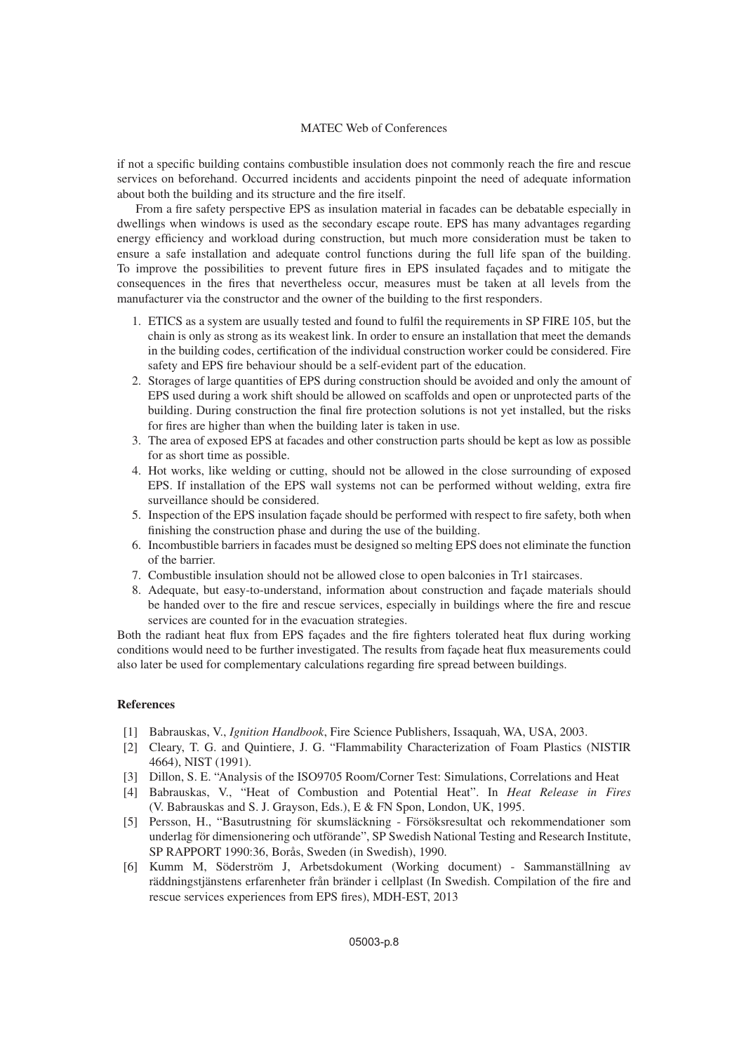if not a specific building contains combustible insulation does not commonly reach the fire and rescue services on beforehand. Occurred incidents and accidents pinpoint the need of adequate information about both the building and its structure and the fire itself.

From a fire safety perspective EPS as insulation material in facades can be debatable especially in dwellings when windows is used as the secondary escape route. EPS has many advantages regarding energy efficiency and workload during construction, but much more consideration must be taken to ensure a safe installation and adequate control functions during the full life span of the building. To improve the possibilities to prevent future fires in EPS insulated façades and to mitigate the consequences in the fires that nevertheless occur, measures must be taken at all levels from the manufacturer via the constructor and the owner of the building to the first responders.

1. ETICS as a system are usually tested and found to fulfil the requirements in SP FIRE 105, but the chain is only as strong as its weakest link. In order to ensure an installation that meet the demands in the building codes, certification of the individual construction worker could be considered. Fire safety and EPS fire behaviour should be a self-evident part of the education.
2. Storages of large quantities of EPS during construction should be avoided and only the amount of EPS used during a work shift should be allowed on scaffolds and open or unprotected parts of the building. During construction the final fire protection solutions is not yet installed, but the risks for fires are higher than when the building later is taken in use.
3. The area of exposed EPS at facades and other construction parts should be kept as low as possible for as short time as possible.
4. Hot works, like welding or cutting, should not be allowed in the close surrounding of exposed EPS. If installation of the EPS wall systems not can be performed without welding, extra fire surveillance should be considered.
5. Inspection of the EPS insulation façade should be performed with respect to fire safety, both when finishing the construction phase and during the use of the building.
6. Incombustible barriers in facades must be designed so melting EPS does not eliminate the function of the barrier.
7. Combustible insulation should not be allowed close to open balconies in Tr1 staircases.
8. Adequate, but easy-to-understand, information about construction and façade materials should be handed over to the fire and rescue services, especially in buildings where the fire and rescue services are counted for in the evacuation strategies.

Both the radiant heat flux from EPS façades and the fire fighters tolerated heat flux during working conditions would need to be further investigated. The results from façade heat flux measurements could also later be used for complementary calculations regarding fire spread between buildings.

### References

[1] Babrauskas, V., *Ignition Handbook*, Fire Science Publishers, Issaquah, WA, USA, 2003.

[2] Cleary, T. G. and Quintiere, J. G. "Flammability Characterization of Foam Plastics (NISTIR 4664), NIST (1991).

[3] Dillon, S. E. "Analysis of the ISO9705 Room/Corner Test: Simulations, Correlations and Heat

[4] Babrauskas, V., "Heat of Combustion and Potential Heat". In *Heat Release in Fires* (V. Babrauskas and S. J. Grayson, Eds.), E & FN Spon, London, UK, 1995.

[5] Persson, H., "Basutrustning för skumsläckning - Försöksresultat och rekommendationer som underlag för dimensionering och utförande", SP Swedish National Testing and Research Institute, SP RAPPORT 1990:36, Borås, Sweden (in Swedish), 1990.

[6] Kumm M, Söderström J, Arbetsdokument (Working document) - Sammanställning av räddningstjänstens erfarenheter från bränder i cellplast (In Swedish. Compilation of the fire and rescue services experiences from EPS fires), MDH-EST, 2013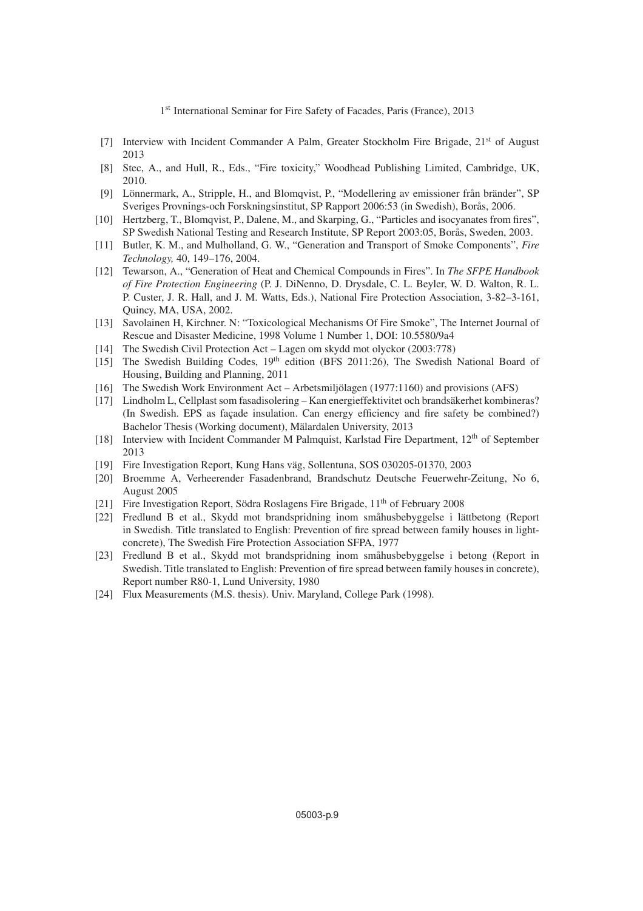[7] Interview with Incident Commander A Palm, Greater Stockholm Fire Brigade, 21st of August 2013

[8] Stec, A., and Hull, R., Eds., "Fire toxicity," Woodhead Publishing Limited, Cambridge, UK, 2010.

[9] Lönnermark, A., Stripple, H., and Blomqvist, P., "Modellering av emissioner från bränder", SP Sveriges Provnings-och Forskningsinstitut, SP Rapport 2006:53 (in Swedish), Borås, 2006.

[10] Hertzberg, T., Blomqvist, P., Dalene, M., and Skarping, G., "Particles and isocyanates from fires", SP Swedish National Testing and Research Institute, SP Report 2003:05, Borås, Sweden, 2003.

[11] Butler, K. M., and Mulholland, G. W., "Generation and Transport of Smoke Components", *Fire Technology,* 40, 149–176, 2004.

[12] Tewarson, A., "Generation of Heat and Chemical Compounds in Fires". In *The SFPE Handbook of Fire Protection Engineering* (P. J. DiNenno, D. Drysdale, C. L. Beyler, W. D. Walton, R. L. P. Custer, J. R. Hall, and J. M. Watts, Eds.), National Fire Protection Association, 3-82–3-161, Quincy, MA, USA, 2002.

[13] Savolainen H, Kirchner. N: "Toxicological Mechanisms Of Fire Smoke", The Internet Journal of Rescue and Disaster Medicine, 1998 Volume 1 Number 1, DOI: 10.5580/9a4

[14] The Swedish Civil Protection Act – Lagen om skydd mot olyckor (2003:778)

[15] The Swedish Building Codes, 19th edition (BFS 2011:26), The Swedish National Board of Housing, Building and Planning, 2011

[16] The Swedish Work Environment Act – Arbetsmiljölagen (1977:1160) and provisions (AFS)

[17] Lindholm L, Cellplast som fasadisolering – Kan energieffektivitet och brandsäkerhet kombineras? (In Swedish. EPS as façade insulation. Can energy efficiency and fire safety be combined?) Bachelor Thesis (Working document), Mälardalen University, 2013

[18] Interview with Incident Commander M Palmquist, Karlstad Fire Department, 12th of September 2013

[19] Fire Investigation Report, Kung Hans väg, Sollentuna, SOS 030205-01370, 2003

[20] Broemme A, Verheerender Fasadenbrand, Brandschutz Deutsche Feuerwehr-Zeitung, No 6, August 2005

[21] Fire Investigation Report, Södra Roslagens Fire Brigade, 11th of February 2008

[22] Fredlund B et al., Skydd mot brandspridning inom småhusbebyggelse i lättbetong (Report in Swedish. Title translated to English: Prevention of fire spread between family houses in light-concrete), The Swedish Fire Protection Association SFPA, 1977

[23] Fredlund B et al., Skydd mot brandspridning inom småhusbebyggelse i betong (Report in Swedish. Title translated to English: Prevention of fire spread between family houses in concrete), Report number R80-1, Lund University, 1980

[24] Flux Measurements (M.S. thesis). Univ. Maryland, College Park (1998).